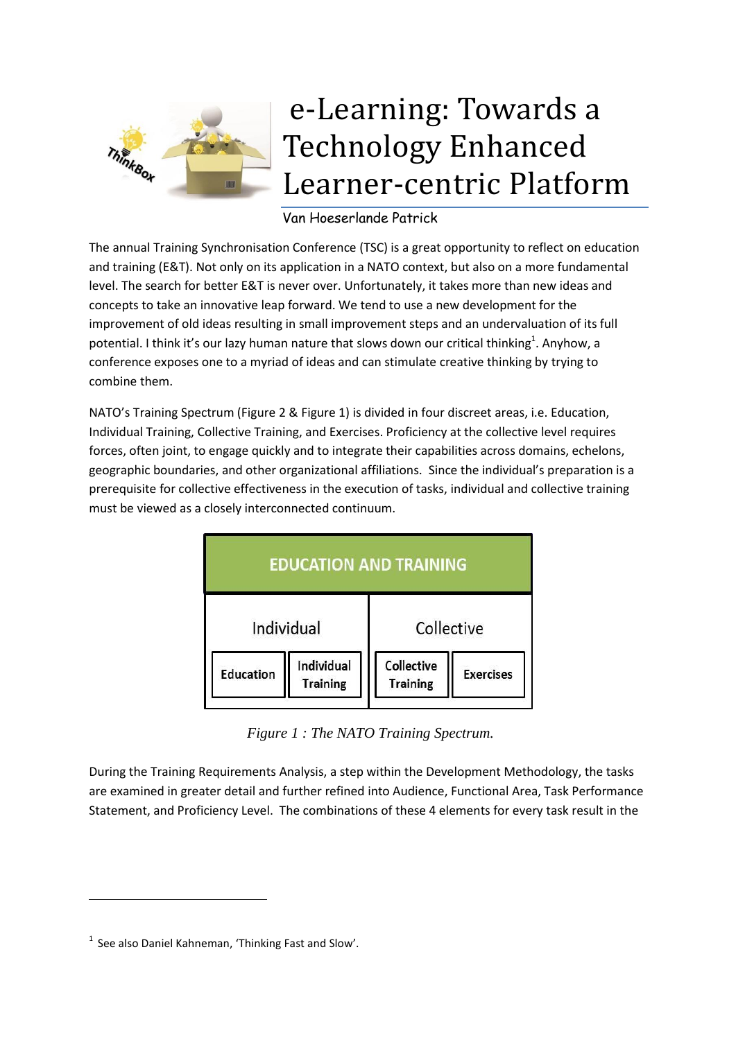# e-Learning: Towards a Technology Enhanced Learner-centric Platform

Van Hoeserlande Patrick

The annual Training Synchronisation Conference (TSC) is a great opportunity to reflect on education and training (E&T). Not only on its application in a NATO context, but also on a more fundamental level. The search for better E&T is never over. Unfortunately, it takes more than new ideas and concepts to take an innovative leap forward. We tend to use a new development for the improvement of old ideas resulting in small improvement steps and an undervaluation of its full potential. I think it's our lazy human nature that slows down our critical thinking[1]. Anyhow, a conference exposes one to a myriad of ideas and can stimulate creative thinking by trying to combine them.

NATO's Training Spectrum (Figure 2 & Figure 1) is divided in four discreet areas, i.e. Education, Individual Training, Collective Training, and Exercises. Proficiency at the collective level requires forces, often joint, to engage quickly and to integrate their capabilities across domains, echelons, geographic boundaries, and other organizational affiliations. Since the individual's preparation is a prerequisite for collective effectiveness in the execution of tasks, individual and collective training must be viewed as a closely interconnected continuum.

| EDUCATION AND TRAINING | | | |
|---|---|---|---|
| Individual | | Collective | |
| Education | Individual Training | Collective Training | Exercises |

*Figure 1 : The NATO Training Spectrum.*

During the Training Requirements Analysis, a step within the Development Methodology, the tasks are examined in greater detail and further refined into Audience, Functional Area, Task Performance Statement, and Proficiency Level. The combinations of these 4 elements for every task result in the

---

[1] See also Daniel Kahneman, 'Thinking Fast and Slow'.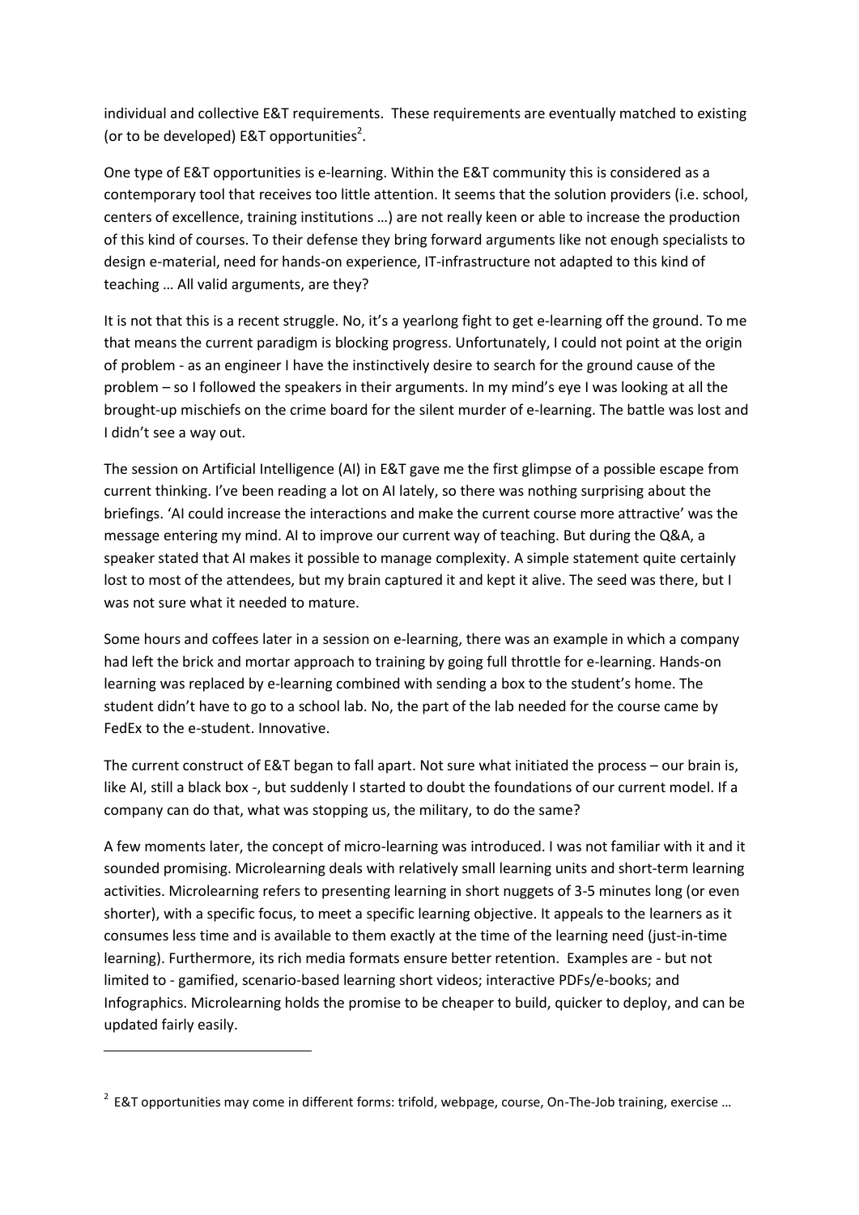individual and collective E&T requirements. These requirements are eventually matched to existing (or to be developed) E&T opportunities[2].

One type of E&T opportunities is e-learning. Within the E&T community this is considered as a contemporary tool that receives too little attention. It seems that the solution providers (i.e. school, centers of excellence, training institutions …) are not really keen or able to increase the production of this kind of courses. To their defense they bring forward arguments like not enough specialists to design e-material, need for hands-on experience, IT-infrastructure not adapted to this kind of teaching … All valid arguments, are they?

It is not that this is a recent struggle. No, it's a yearlong fight to get e-learning off the ground. To me that means the current paradigm is blocking progress. Unfortunately, I could not point at the origin of problem - as an engineer I have the instinctively desire to search for the ground cause of the problem – so I followed the speakers in their arguments. In my mind's eye I was looking at all the brought-up mischiefs on the crime board for the silent murder of e-learning. The battle was lost and I didn't see a way out.

The session on Artificial Intelligence (AI) in E&T gave me the first glimpse of a possible escape from current thinking. I've been reading a lot on AI lately, so there was nothing surprising about the briefings. 'AI could increase the interactions and make the current course more attractive' was the message entering my mind. AI to improve our current way of teaching. But during the Q&A, a speaker stated that AI makes it possible to manage complexity. A simple statement quite certainly lost to most of the attendees, but my brain captured it and kept it alive. The seed was there, but I was not sure what it needed to mature.

Some hours and coffees later in a session on e-learning, there was an example in which a company had left the brick and mortar approach to training by going full throttle for e-learning. Hands-on learning was replaced by e-learning combined with sending a box to the student's home. The student didn't have to go to a school lab. No, the part of the lab needed for the course came by FedEx to the e-student. Innovative.

The current construct of E&T began to fall apart. Not sure what initiated the process – our brain is, like AI, still a black box -, but suddenly I started to doubt the foundations of our current model. If a company can do that, what was stopping us, the military, to do the same?

A few moments later, the concept of micro-learning was introduced. I was not familiar with it and it sounded promising. Microlearning deals with relatively small learning units and short-term learning activities. Microlearning refers to presenting learning in short nuggets of 3-5 minutes long (or even shorter), with a specific focus, to meet a specific learning objective. It appeals to the learners as it consumes less time and is available to them exactly at the time of the learning need (just-in-time learning). Furthermore, its rich media formats ensure better retention. Examples are - but not limited to - gamified, scenario-based learning short videos; interactive PDFs/e-books; and Infographics. Microlearning holds the promise to be cheaper to build, quicker to deploy, and can be updated fairly easily.

---

[2] E&T opportunities may come in different forms: trifold, webpage, course, On-The-Job training, exercise …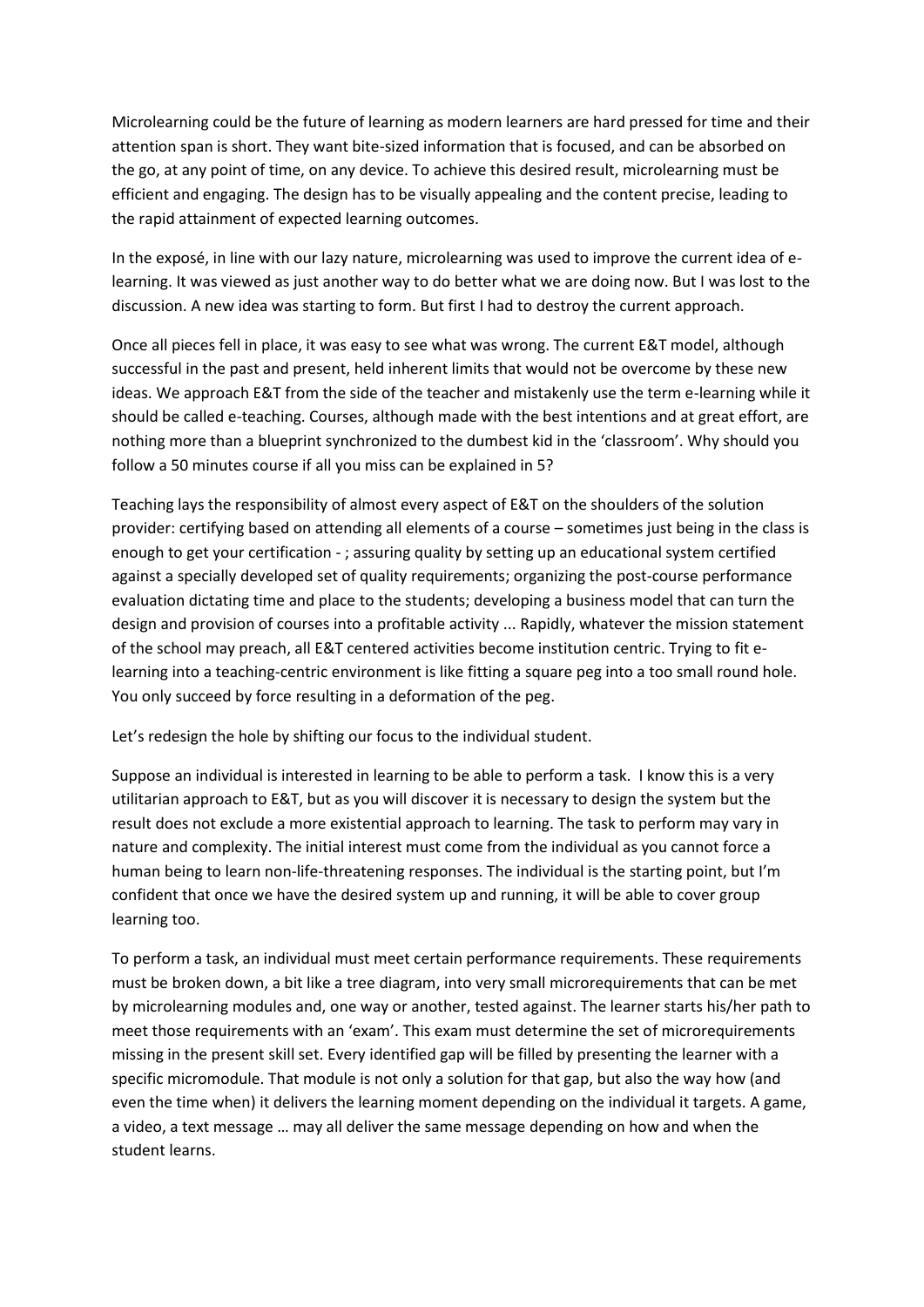Microlearning could be the future of learning as modern learners are hard pressed for time and their attention span is short. They want bite-sized information that is focused, and can be absorbed on the go, at any point of time, on any device. To achieve this desired result, microlearning must be efficient and engaging. The design has to be visually appealing and the content precise, leading to the rapid attainment of expected learning outcomes.

In the exposé, in line with our lazy nature, microlearning was used to improve the current idea of e-learning. It was viewed as just another way to do better what we are doing now. But I was lost to the discussion. A new idea was starting to form. But first I had to destroy the current approach.

Once all pieces fell in place, it was easy to see what was wrong. The current E&T model, although successful in the past and present, held inherent limits that would not be overcome by these new ideas. We approach E&T from the side of the teacher and mistakenly use the term e-learning while it should be called e-teaching. Courses, although made with the best intentions and at great effort, are nothing more than a blueprint synchronized to the dumbest kid in the 'classroom'. Why should you follow a 50 minutes course if all you miss can be explained in 5?

Teaching lays the responsibility of almost every aspect of E&T on the shoulders of the solution provider: certifying based on attending all elements of a course – sometimes just being in the class is enough to get your certification - ; assuring quality by setting up an educational system certified against a specially developed set of quality requirements; organizing the post-course performance evaluation dictating time and place to the students; developing a business model that can turn the design and provision of courses into a profitable activity ... Rapidly, whatever the mission statement of the school may preach, all E&T centered activities become institution centric. Trying to fit e-learning into a teaching-centric environment is like fitting a square peg into a too small round hole. You only succeed by force resulting in a deformation of the peg.

Let's redesign the hole by shifting our focus to the individual student.

Suppose an individual is interested in learning to be able to perform a task. I know this is a very utilitarian approach to E&T, but as you will discover it is necessary to design the system but the result does not exclude a more existential approach to learning. The task to perform may vary in nature and complexity. The initial interest must come from the individual as you cannot force a human being to learn non-life-threatening responses. The individual is the starting point, but I'm confident that once we have the desired system up and running, it will be able to cover group learning too.

To perform a task, an individual must meet certain performance requirements. These requirements must be broken down, a bit like a tree diagram, into very small microrequirements that can be met by microlearning modules and, one way or another, tested against. The learner starts his/her path to meet those requirements with an 'exam'. This exam must determine the set of microrequirements missing in the present skill set. Every identified gap will be filled by presenting the learner with a specific micromodule. That module is not only a solution for that gap, but also the way how (and even the time when) it delivers the learning moment depending on the individual it targets. A game, a video, a text message … may all deliver the same message depending on how and when the student learns.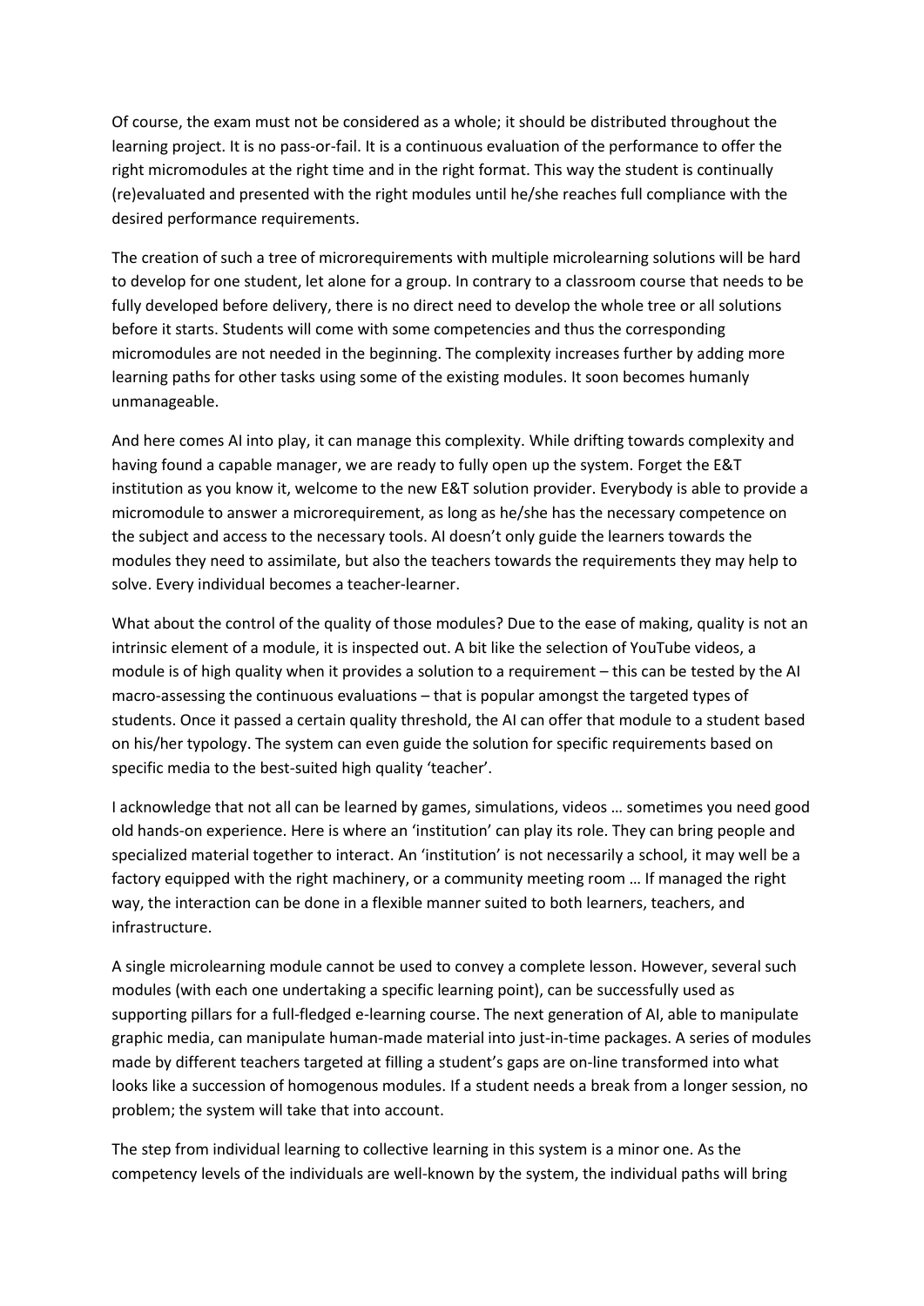Of course, the exam must not be considered as a whole; it should be distributed throughout the learning project. It is no pass-or-fail. It is a continuous evaluation of the performance to offer the right micromodules at the right time and in the right format. This way the student is continually (re)evaluated and presented with the right modules until he/she reaches full compliance with the desired performance requirements.

The creation of such a tree of microrequirements with multiple microlearning solutions will be hard to develop for one student, let alone for a group. In contrary to a classroom course that needs to be fully developed before delivery, there is no direct need to develop the whole tree or all solutions before it starts. Students will come with some competencies and thus the corresponding micromodules are not needed in the beginning. The complexity increases further by adding more learning paths for other tasks using some of the existing modules. It soon becomes humanly unmanageable.

And here comes AI into play, it can manage this complexity. While drifting towards complexity and having found a capable manager, we are ready to fully open up the system. Forget the E&T institution as you know it, welcome to the new E&T solution provider. Everybody is able to provide a micromodule to answer a microrequirement, as long as he/she has the necessary competence on the subject and access to the necessary tools. AI doesn't only guide the learners towards the modules they need to assimilate, but also the teachers towards the requirements they may help to solve. Every individual becomes a teacher-learner.

What about the control of the quality of those modules? Due to the ease of making, quality is not an intrinsic element of a module, it is inspected out. A bit like the selection of YouTube videos, a module is of high quality when it provides a solution to a requirement – this can be tested by the AI macro-assessing the continuous evaluations – that is popular amongst the targeted types of students. Once it passed a certain quality threshold, the AI can offer that module to a student based on his/her typology. The system can even guide the solution for specific requirements based on specific media to the best-suited high quality 'teacher'.

I acknowledge that not all can be learned by games, simulations, videos … sometimes you need good old hands-on experience. Here is where an 'institution' can play its role. They can bring people and specialized material together to interact. An 'institution' is not necessarily a school, it may well be a factory equipped with the right machinery, or a community meeting room … If managed the right way, the interaction can be done in a flexible manner suited to both learners, teachers, and infrastructure.

A single microlearning module cannot be used to convey a complete lesson. However, several such modules (with each one undertaking a specific learning point), can be successfully used as supporting pillars for a full-fledged e-learning course. The next generation of AI, able to manipulate graphic media, can manipulate human-made material into just-in-time packages. A series of modules made by different teachers targeted at filling a student's gaps are on-line transformed into what looks like a succession of homogenous modules. If a student needs a break from a longer session, no problem; the system will take that into account.

The step from individual learning to collective learning in this system is a minor one. As the competency levels of the individuals are well-known by the system, the individual paths will bring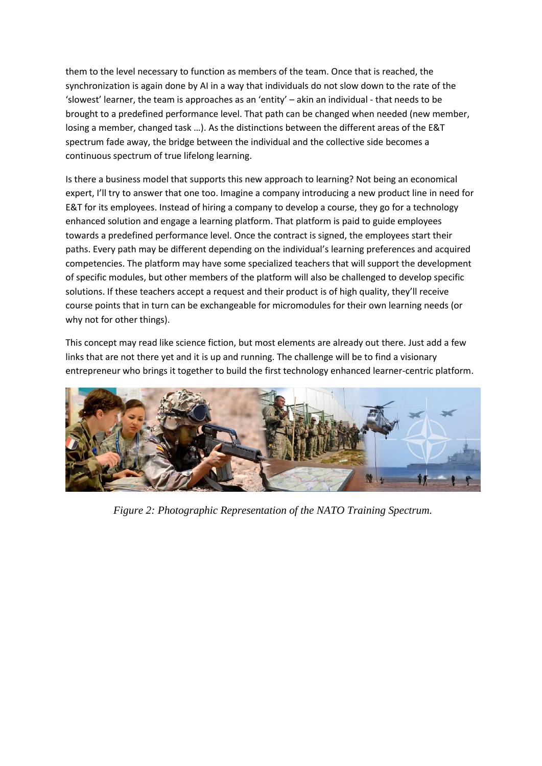them to the level necessary to function as members of the team. Once that is reached, the synchronization is again done by AI in a way that individuals do not slow down to the rate of the 'slowest' learner, the team is approaches as an 'entity' – akin an individual - that needs to be brought to a predefined performance level. That path can be changed when needed (new member, losing a member, changed task …). As the distinctions between the different areas of the E&T spectrum fade away, the bridge between the individual and the collective side becomes a continuous spectrum of true lifelong learning.

Is there a business model that supports this new approach to learning? Not being an economical expert, I'll try to answer that one too. Imagine a company introducing a new product line in need for E&T for its employees. Instead of hiring a company to develop a course, they go for a technology enhanced solution and engage a learning platform. That platform is paid to guide employees towards a predefined performance level. Once the contract is signed, the employees start their paths. Every path may be different depending on the individual's learning preferences and acquired competencies. The platform may have some specialized teachers that will support the development of specific modules, but other members of the platform will also be challenged to develop specific solutions. If these teachers accept a request and their product is of high quality, they'll receive course points that in turn can be exchangeable for micromodules for their own learning needs (or why not for other things).

This concept may read like science fiction, but most elements are already out there. Just add a few links that are not there yet and it is up and running. The challenge will be to find a visionary entrepreneur who brings it together to build the first technology enhanced learner-centric platform.

*Figure 2: Photographic Representation of the NATO Training Spectrum.*